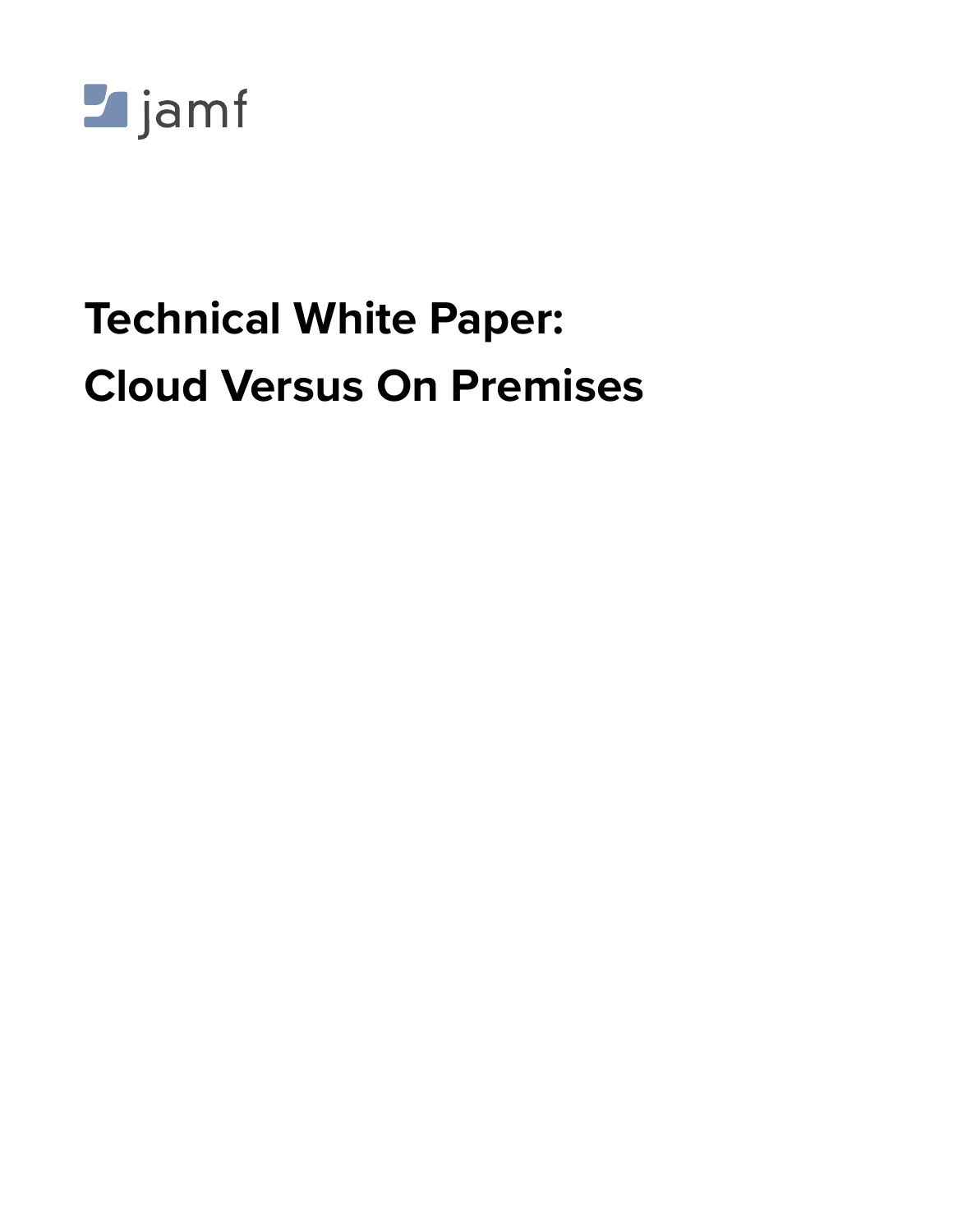jamf

# Technical White Paper: Cloud Versus On Premises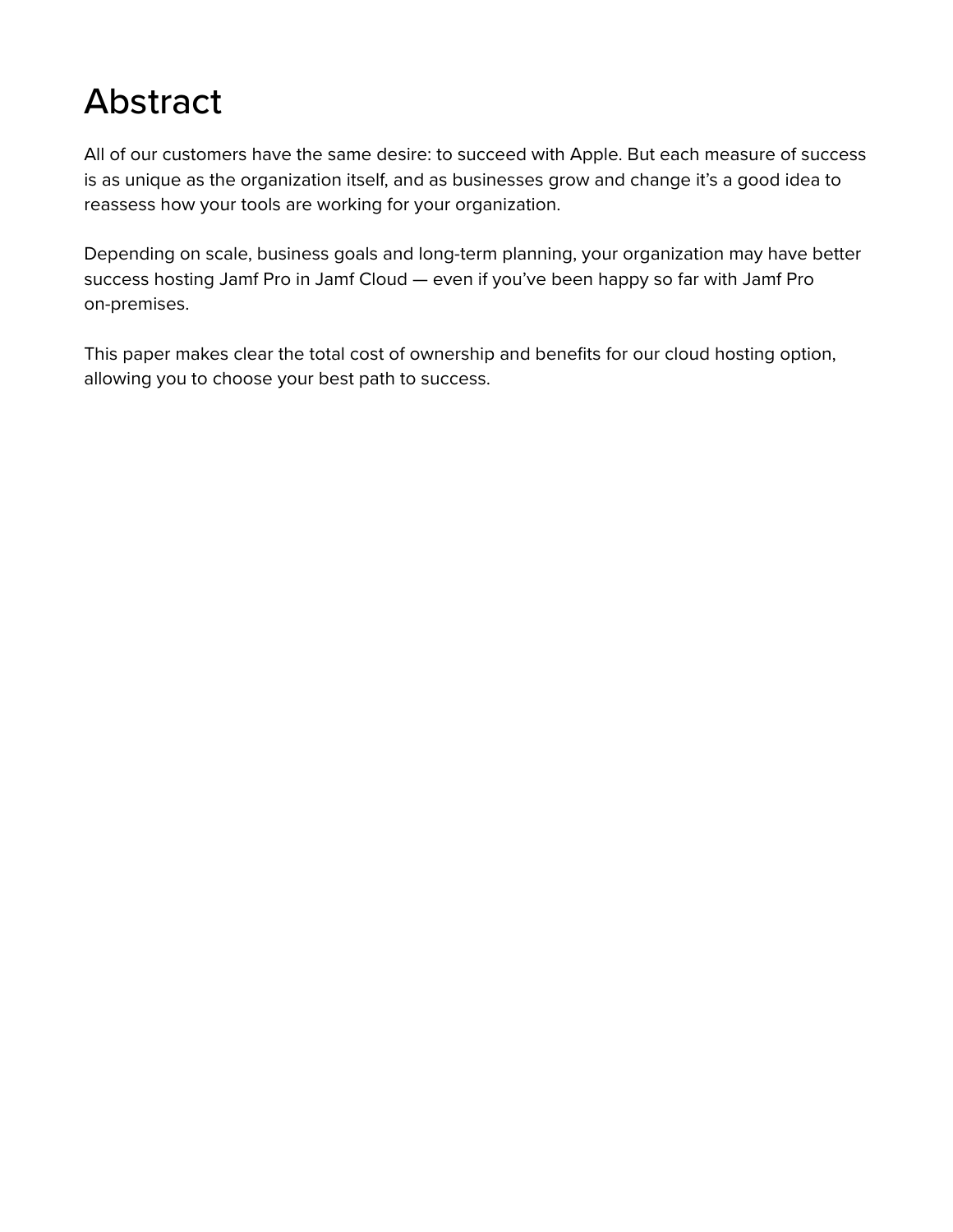# Abstract

All of our customers have the same desire: to succeed with Apple. But each measure of success is as unique as the organization itself, and as businesses grow and change it's a good idea to reassess how your tools are working for your organization.

Depending on scale, business goals and long-term planning, your organization may have better success hosting Jamf Pro in Jamf Cloud — even if you've been happy so far with Jamf Pro on-premises.

This paper makes clear the total cost of ownership and benefits for our cloud hosting option, allowing you to choose your best path to success.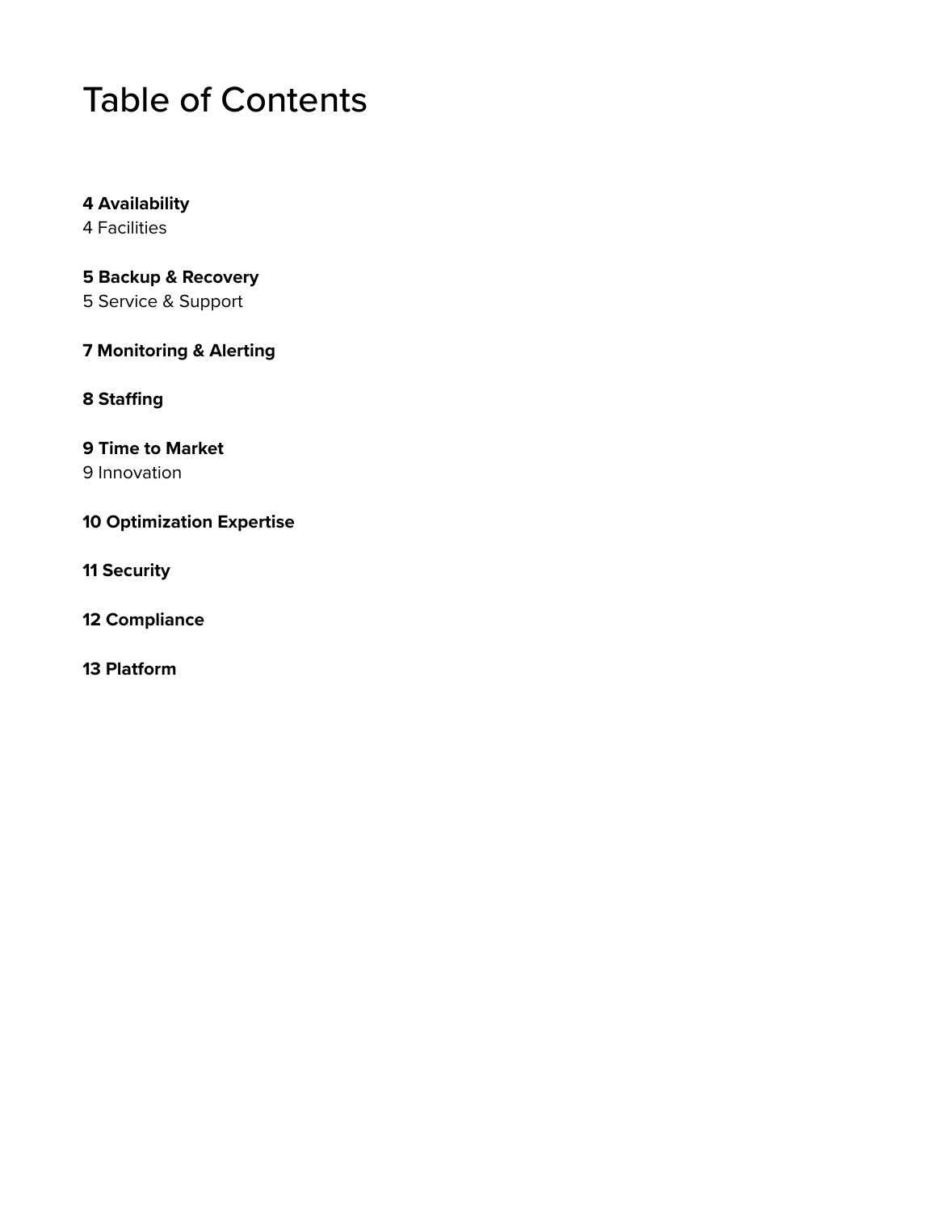# Table of Contents

**4 Availability**
4 Facilities

**5 Backup & Recovery**
5 Service & Support

**7 Monitoring & Alerting**

**8 Staffing**

**9 Time to Market**
9 Innovation

**10 Optimization Expertise**

**11 Security**

**12 Compliance**

**13 Platform**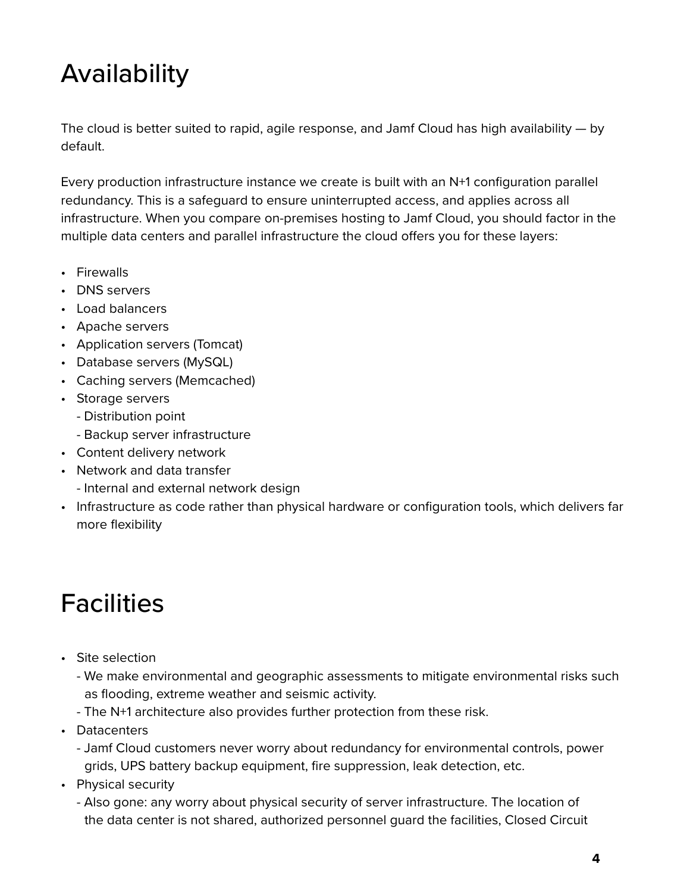# Availability

The cloud is better suited to rapid, agile response, and Jamf Cloud has high availability — by default.

Every production infrastructure instance we create is built with an N+1 configuration parallel redundancy. This is a safeguard to ensure uninterrupted access, and applies across all infrastructure. When you compare on-premises hosting to Jamf Cloud, you should factor in the multiple data centers and parallel infrastructure the cloud offers you for these layers:

- Firewalls
- DNS servers
- Load balancers
- Apache servers
- Application servers (Tomcat)
- Database servers (MySQL)
- Caching servers (Memcached)
- Storage servers
  - Distribution point
  - Backup server infrastructure
- Content delivery network
- Network and data transfer
  - Internal and external network design
- Infrastructure as code rather than physical hardware or configuration tools, which delivers far more flexibility

# Facilities

- Site selection
  - We make environmental and geographic assessments to mitigate environmental risks such as flooding, extreme weather and seismic activity.
  - The N+1 architecture also provides further protection from these risk.
- Datacenters
  - Jamf Cloud customers never worry about redundancy for environmental controls, power grids, UPS battery backup equipment, fire suppression, leak detection, etc.
- Physical security
  - Also gone: any worry about physical security of server infrastructure. The location of the data center is not shared, authorized personnel guard the facilities, Closed Circuit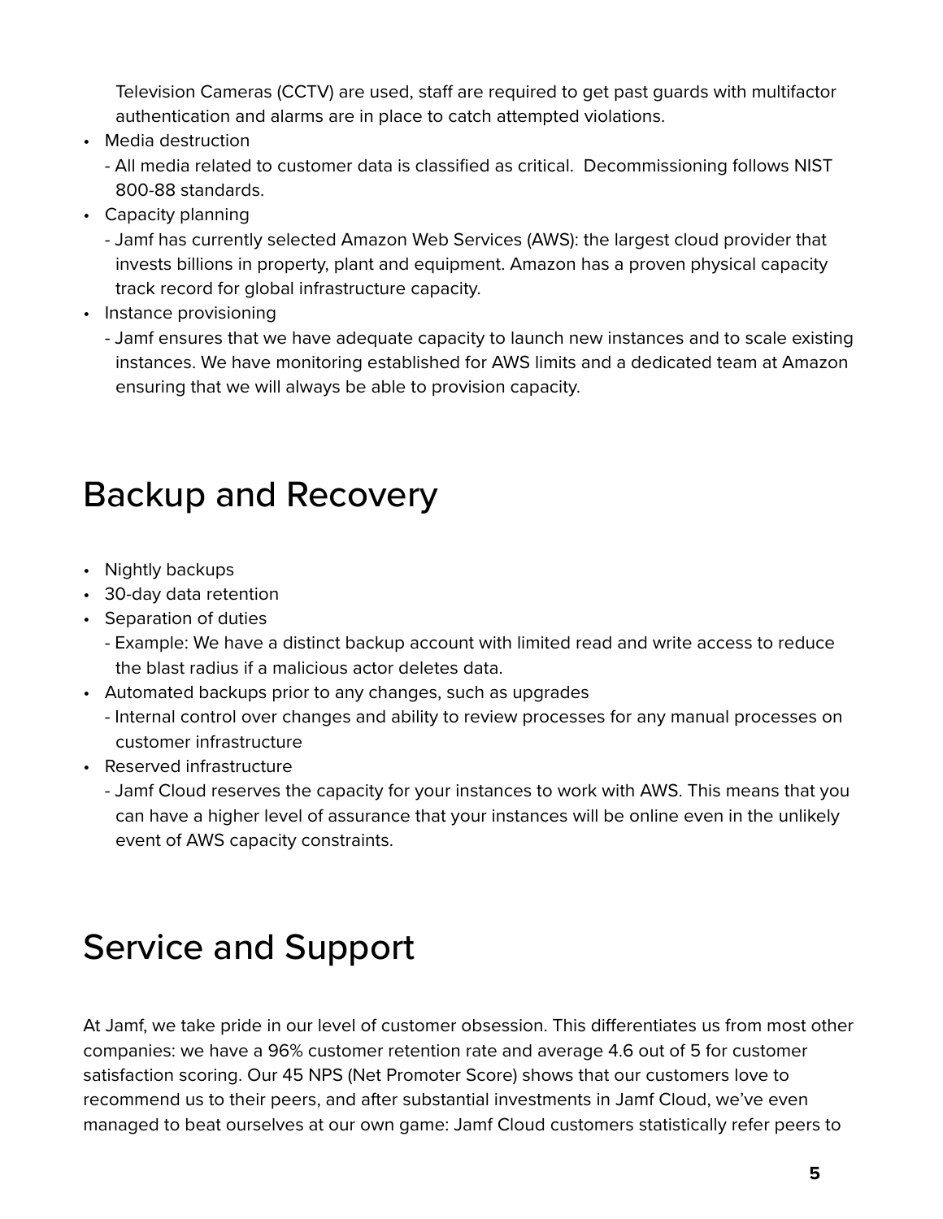Television Cameras (CCTV) are used, staff are required to get past guards with multifactor authentication and alarms are in place to catch attempted violations.

- Media destruction
  - All media related to customer data is classified as critical. Decommissioning follows NIST 800-88 standards.
- Capacity planning
  - Jamf has currently selected Amazon Web Services (AWS): the largest cloud provider that invests billions in property, plant and equipment. Amazon has a proven physical capacity track record for global infrastructure capacity.
- Instance provisioning
  - Jamf ensures that we have adequate capacity to launch new instances and to scale existing instances. We have monitoring established for AWS limits and a dedicated team at Amazon ensuring that we will always be able to provision capacity.

# Backup and Recovery

- Nightly backups
- 30-day data retention
- Separation of duties
  - Example: We have a distinct backup account with limited read and write access to reduce the blast radius if a malicious actor deletes data.
- Automated backups prior to any changes, such as upgrades
  - Internal control over changes and ability to review processes for any manual processes on customer infrastructure
- Reserved infrastructure
  - Jamf Cloud reserves the capacity for your instances to work with AWS. This means that you can have a higher level of assurance that your instances will be online even in the unlikely event of AWS capacity constraints.

# Service and Support

At Jamf, we take pride in our level of customer obsession. This differentiates us from most other companies: we have a 96% customer retention rate and average 4.6 out of 5 for customer satisfaction scoring. Our 45 NPS (Net Promoter Score) shows that our customers love to recommend us to their peers, and after substantial investments in Jamf Cloud, we've even managed to beat ourselves at our own game: Jamf Cloud customers statistically refer peers to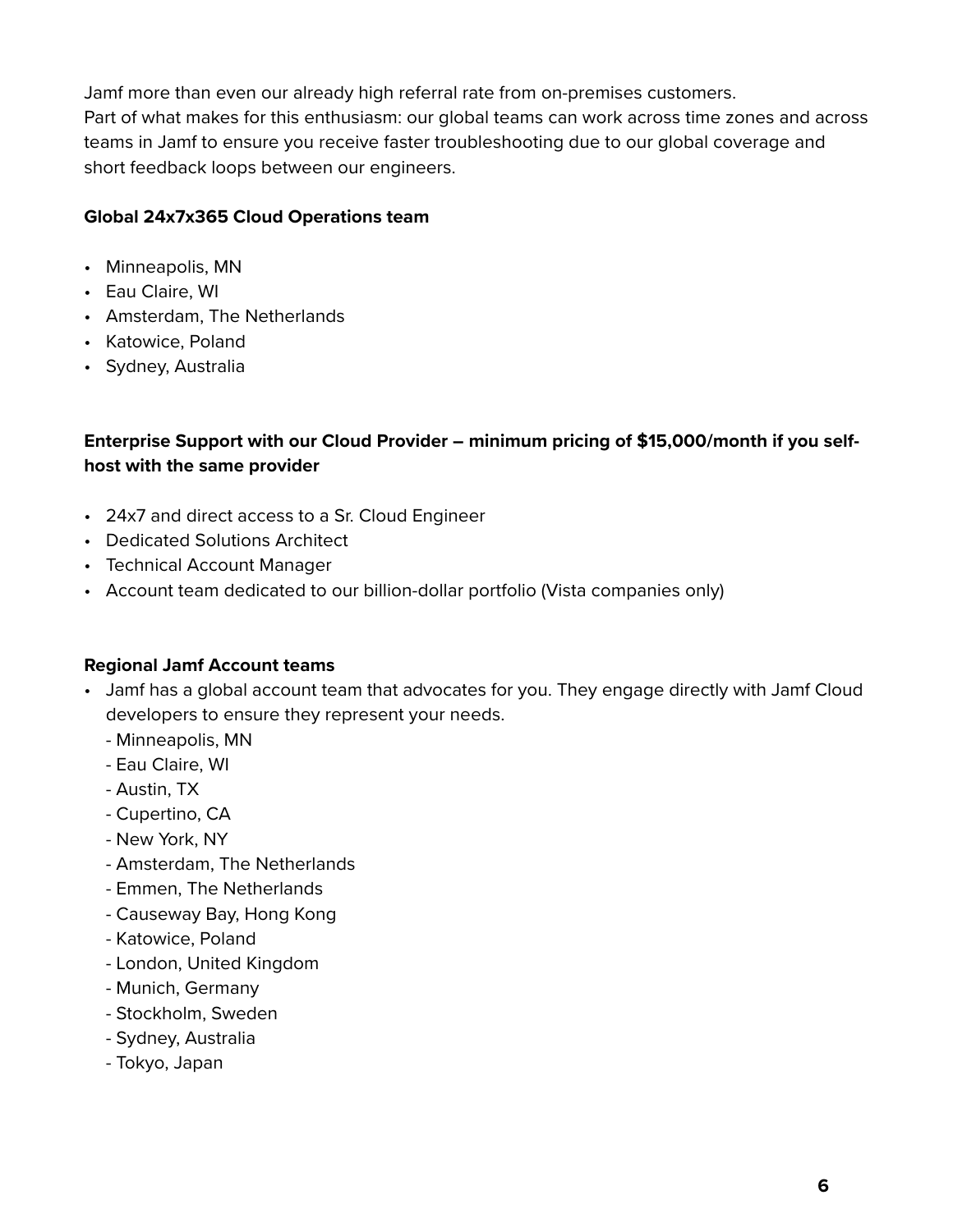Jamf more than even our already high referral rate from on-premises customers.
Part of what makes for this enthusiasm: our global teams can work across time zones and across teams in Jamf to ensure you receive faster troubleshooting due to our global coverage and short feedback loops between our engineers.

**Global 24x7x365 Cloud Operations team**

- Minneapolis, MN
- Eau Claire, WI
- Amsterdam, The Netherlands
- Katowice, Poland
- Sydney, Australia

**Enterprise Support with our Cloud Provider – minimum pricing of $15,000/month if you self-host with the same provider**

- 24x7 and direct access to a Sr. Cloud Engineer
- Dedicated Solutions Architect
- Technical Account Manager
- Account team dedicated to our billion-dollar portfolio (Vista companies only)

**Regional Jamf Account teams**

- Jamf has a global account team that advocates for you. They engage directly with Jamf Cloud developers to ensure they represent your needs.
  - Minneapolis, MN
  - Eau Claire, WI
  - Austin, TX
  - Cupertino, CA
  - New York, NY
  - Amsterdam, The Netherlands
  - Emmen, The Netherlands
  - Causeway Bay, Hong Kong
  - Katowice, Poland
  - London, United Kingdom
  - Munich, Germany
  - Stockholm, Sweden
  - Sydney, Australia
  - Tokyo, Japan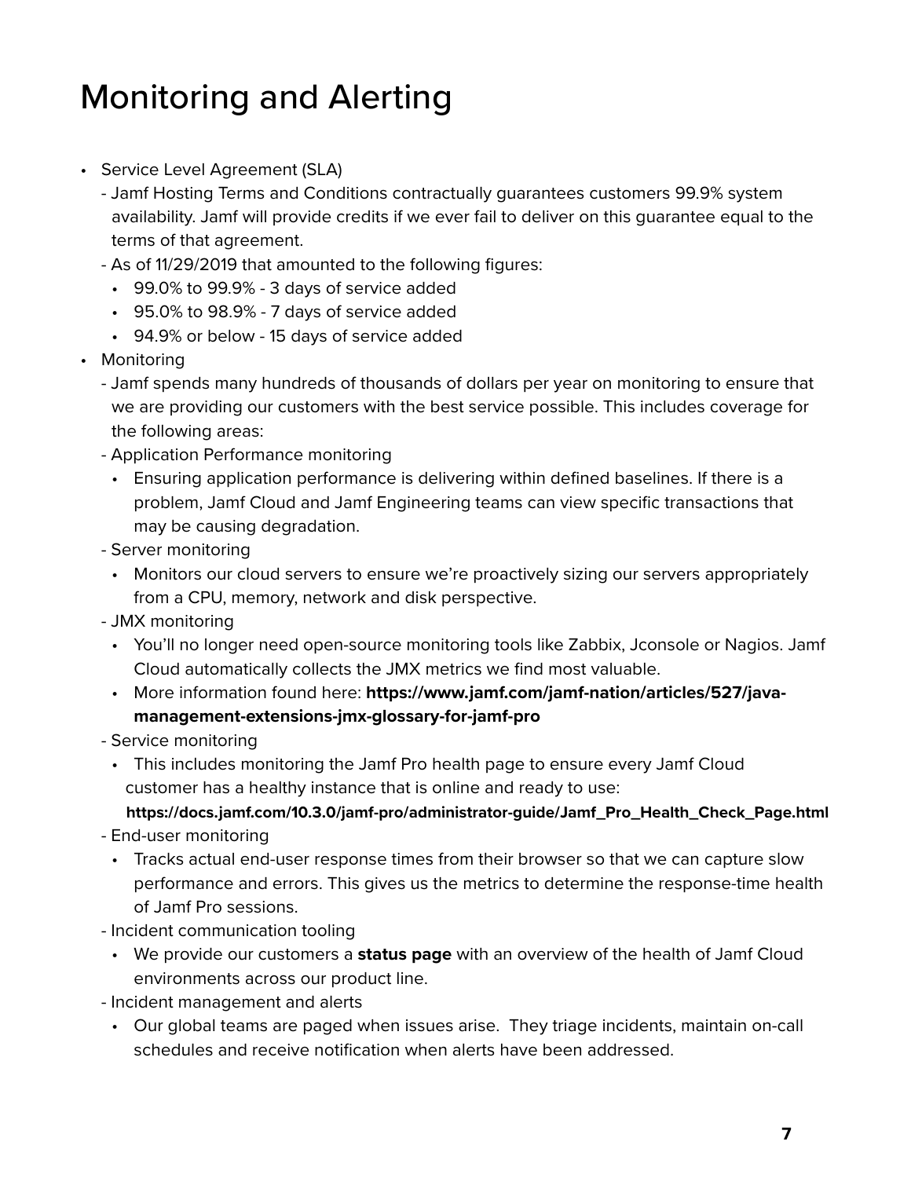# Monitoring and Alerting

- Service Level Agreement (SLA)
  - Jamf Hosting Terms and Conditions contractually guarantees customers 99.9% system availability. Jamf will provide credits if we ever fail to deliver on this guarantee equal to the terms of that agreement.
  - As of 11/29/2019 that amounted to the following figures:
    - 99.0% to 99.9% - 3 days of service added
    - 95.0% to 98.9% - 7 days of service added
    - 94.9% or below - 15 days of service added
- Monitoring
  - Jamf spends many hundreds of thousands of dollars per year on monitoring to ensure that we are providing our customers with the best service possible. This includes coverage for the following areas:
  - Application Performance monitoring
    - Ensuring application performance is delivering within defined baselines. If there is a problem, Jamf Cloud and Jamf Engineering teams can view specific transactions that may be causing degradation.
  - Server monitoring
    - Monitors our cloud servers to ensure we're proactively sizing our servers appropriately from a CPU, memory, network and disk perspective.
  - JMX monitoring
    - You'll no longer need open-source monitoring tools like Zabbix, Jconsole or Nagios. Jamf Cloud automatically collects the JMX metrics we find most valuable.
    - More information found here: **https://www.jamf.com/jamf-nation/articles/527/java-management-extensions-jmx-glossary-for-jamf-pro**
  - Service monitoring
    - This includes monitoring the Jamf Pro health page to ensure every Jamf Cloud customer has a healthy instance that is online and ready to use: **https://docs.jamf.com/10.3.0/jamf-pro/administrator-guide/Jamf_Pro_Health_Check_Page.html**
  - End-user monitoring
    - Tracks actual end-user response times from their browser so that we can capture slow performance and errors. This gives us the metrics to determine the response-time health of Jamf Pro sessions.
  - Incident communication tooling
    - We provide our customers a **status page** with an overview of the health of Jamf Cloud environments across our product line.
  - Incident management and alerts
    - Our global teams are paged when issues arise. They triage incidents, maintain on-call schedules and receive notification when alerts have been addressed.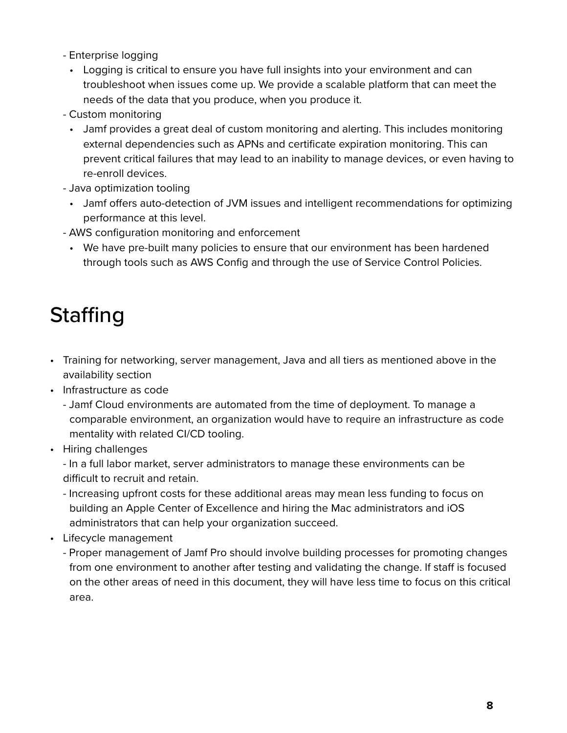- Enterprise logging
  - Logging is critical to ensure you have full insights into your environment and can troubleshoot when issues come up. We provide a scalable platform that can meet the needs of the data that you produce, when you produce it.
- Custom monitoring
  - Jamf provides a great deal of custom monitoring and alerting. This includes monitoring external dependencies such as APNs and certificate expiration monitoring. This can prevent critical failures that may lead to an inability to manage devices, or even having to re-enroll devices.
- Java optimization tooling
  - Jamf offers auto-detection of JVM issues and intelligent recommendations for optimizing performance at this level.
- AWS configuration monitoring and enforcement
  - We have pre-built many policies to ensure that our environment has been hardened through tools such as AWS Config and through the use of Service Control Policies.

# Staffing

- Training for networking, server management, Java and all tiers as mentioned above in the availability section
- Infrastructure as code
  - Jamf Cloud environments are automated from the time of deployment. To manage a comparable environment, an organization would have to require an infrastructure as code mentality with related CI/CD tooling.
- Hiring challenges
  - In a full labor market, server administrators to manage these environments can be difficult to recruit and retain.
  - Increasing upfront costs for these additional areas may mean less funding to focus on building an Apple Center of Excellence and hiring the Mac administrators and iOS administrators that can help your organization succeed.
- Lifecycle management
  - Proper management of Jamf Pro should involve building processes for promoting changes from one environment to another after testing and validating the change. If staff is focused on the other areas of need in this document, they will have less time to focus on this critical area.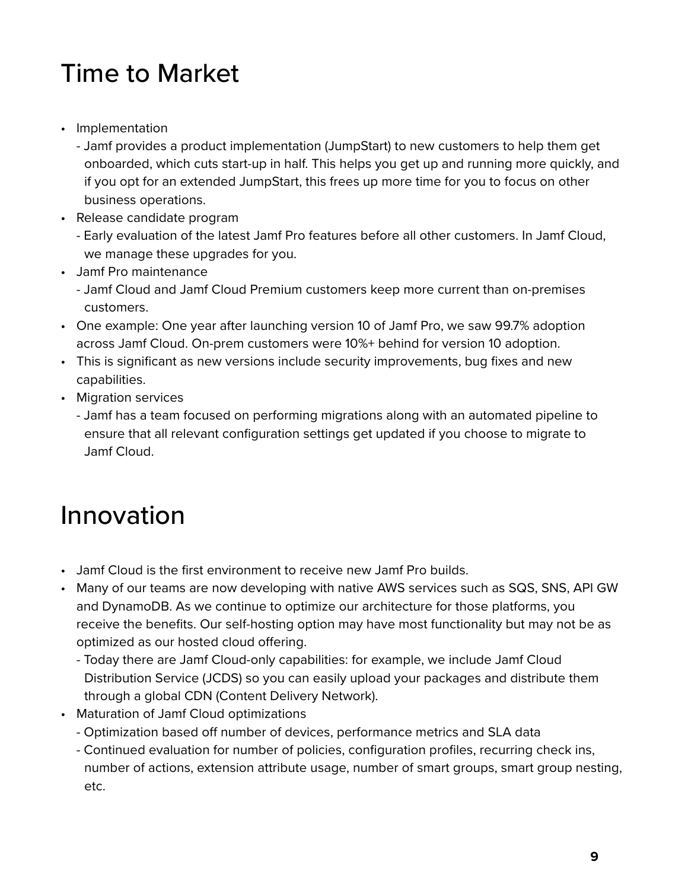# Time to Market

- Implementation
  - Jamf provides a product implementation (JumpStart) to new customers to help them get onboarded, which cuts start-up in half. This helps you get up and running more quickly, and if you opt for an extended JumpStart, this frees up more time for you to focus on other business operations.
- Release candidate program
  - Early evaluation of the latest Jamf Pro features before all other customers. In Jamf Cloud, we manage these upgrades for you.
- Jamf Pro maintenance
  - Jamf Cloud and Jamf Cloud Premium customers keep more current than on-premises customers.
- One example: One year after launching version 10 of Jamf Pro, we saw 99.7% adoption across Jamf Cloud. On-prem customers were 10%+ behind for version 10 adoption.
- This is significant as new versions include security improvements, bug fixes and new capabilities.
- Migration services
  - Jamf has a team focused on performing migrations along with an automated pipeline to ensure that all relevant configuration settings get updated if you choose to migrate to Jamf Cloud.

# Innovation

- Jamf Cloud is the first environment to receive new Jamf Pro builds.
- Many of our teams are now developing with native AWS services such as SQS, SNS, API GW and DynamoDB. As we continue to optimize our architecture for those platforms, you receive the benefits. Our self-hosting option may have most functionality but may not be as optimized as our hosted cloud offering.
  - Today there are Jamf Cloud-only capabilities: for example, we include Jamf Cloud Distribution Service (JCDS) so you can easily upload your packages and distribute them through a global CDN (Content Delivery Network).
- Maturation of Jamf Cloud optimizations
  - Optimization based off number of devices, performance metrics and SLA data
  - Continued evaluation for number of policies, configuration profiles, recurring check ins, number of actions, extension attribute usage, number of smart groups, smart group nesting, etc.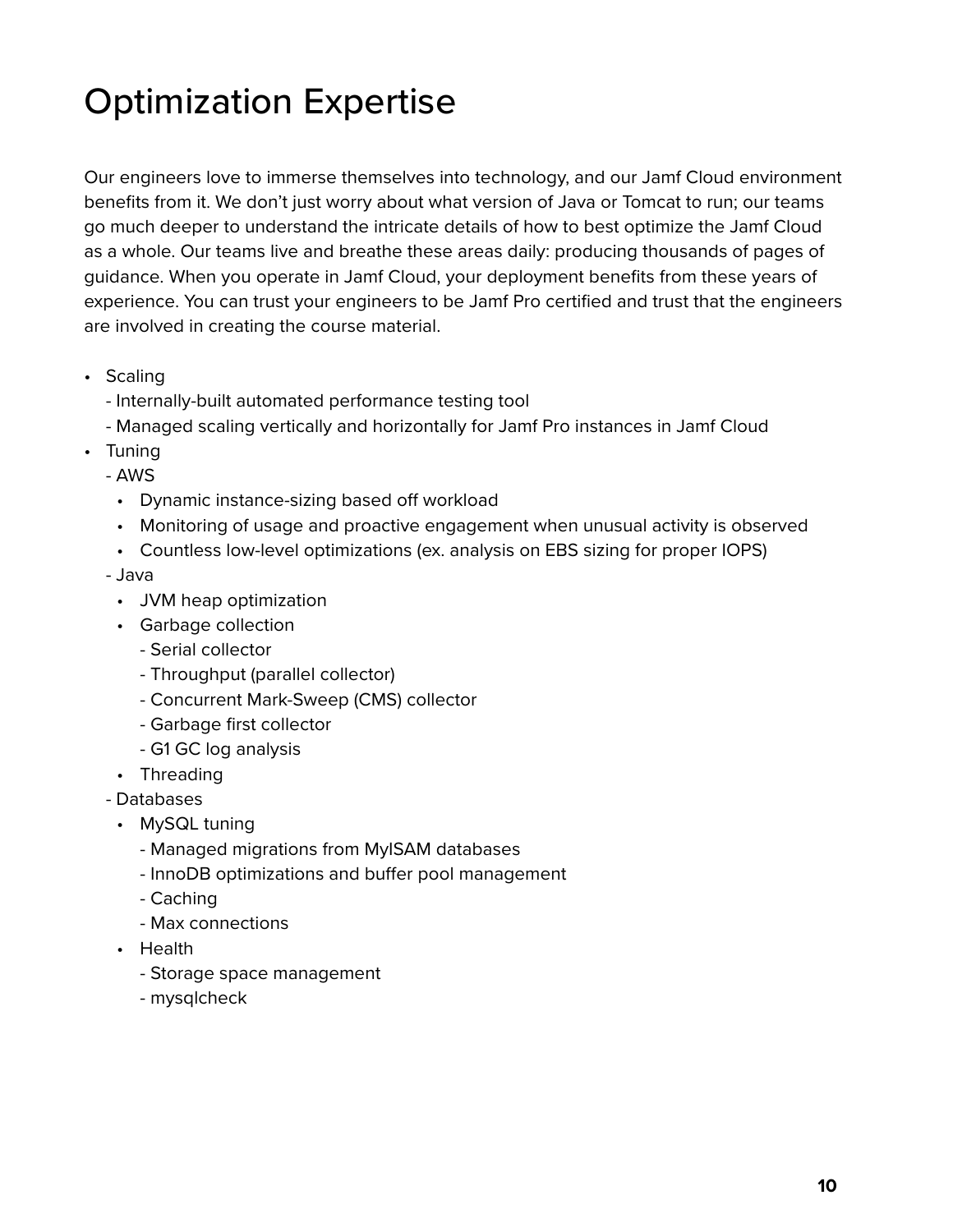# Optimization Expertise

Our engineers love to immerse themselves into technology, and our Jamf Cloud environment benefits from it. We don't just worry about what version of Java or Tomcat to run; our teams go much deeper to understand the intricate details of how to best optimize the Jamf Cloud as a whole. Our teams live and breathe these areas daily: producing thousands of pages of guidance. When you operate in Jamf Cloud, your deployment benefits from these years of experience. You can trust your engineers to be Jamf Pro certified and trust that the engineers are involved in creating the course material.

- Scaling
  - Internally-built automated performance testing tool
  - Managed scaling vertically and horizontally for Jamf Pro instances in Jamf Cloud
- Tuning
  - AWS
    - Dynamic instance-sizing based off workload
    - Monitoring of usage and proactive engagement when unusual activity is observed
    - Countless low-level optimizations (ex. analysis on EBS sizing for proper IOPS)
  - Java
    - JVM heap optimization
    - Garbage collection
      - Serial collector
      - Throughput (parallel collector)
      - Concurrent Mark-Sweep (CMS) collector
      - Garbage first collector
      - G1 GC log analysis
    - Threading
  - Databases
    - MySQL tuning
      - Managed migrations from MyISAM databases
      - InnoDB optimizations and buffer pool management
      - Caching
      - Max connections
    - Health
      - Storage space management
      - mysqlcheck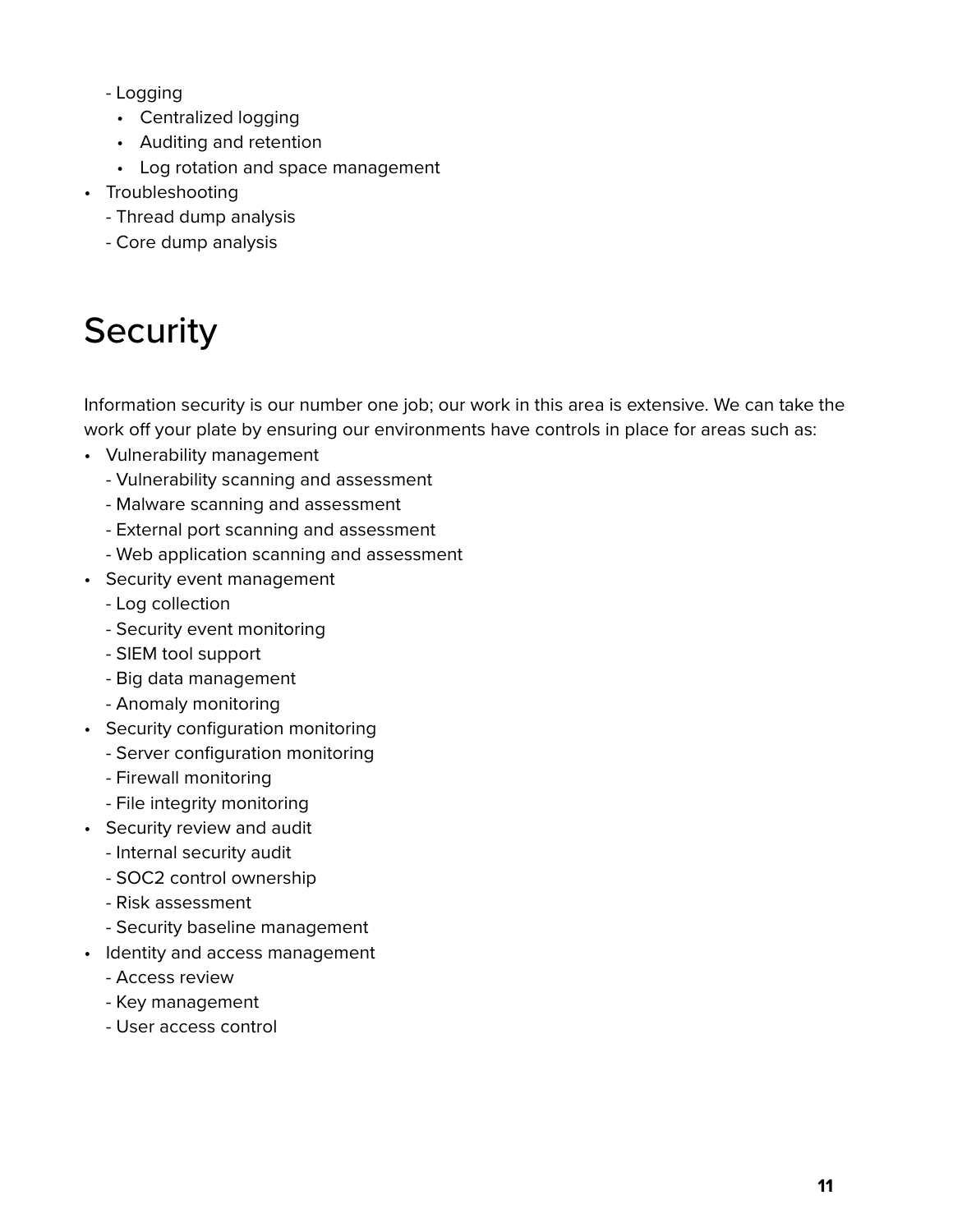- Logging
    - Centralized logging
    - Auditing and retention
    - Log rotation and space management
- Troubleshooting
  - Thread dump analysis
  - Core dump analysis

# Security

Information security is our number one job; our work in this area is extensive. We can take the work off your plate by ensuring our environments have controls in place for areas such as:

- Vulnerability management
  - Vulnerability scanning and assessment
  - Malware scanning and assessment
  - External port scanning and assessment
  - Web application scanning and assessment
- Security event management
  - Log collection
  - Security event monitoring
  - SIEM tool support
  - Big data management
  - Anomaly monitoring
- Security configuration monitoring
  - Server configuration monitoring
  - Firewall monitoring
  - File integrity monitoring
- Security review and audit
  - Internal security audit
  - SOC2 control ownership
  - Risk assessment
  - Security baseline management
- Identity and access management
  - Access review
  - Key management
  - User access control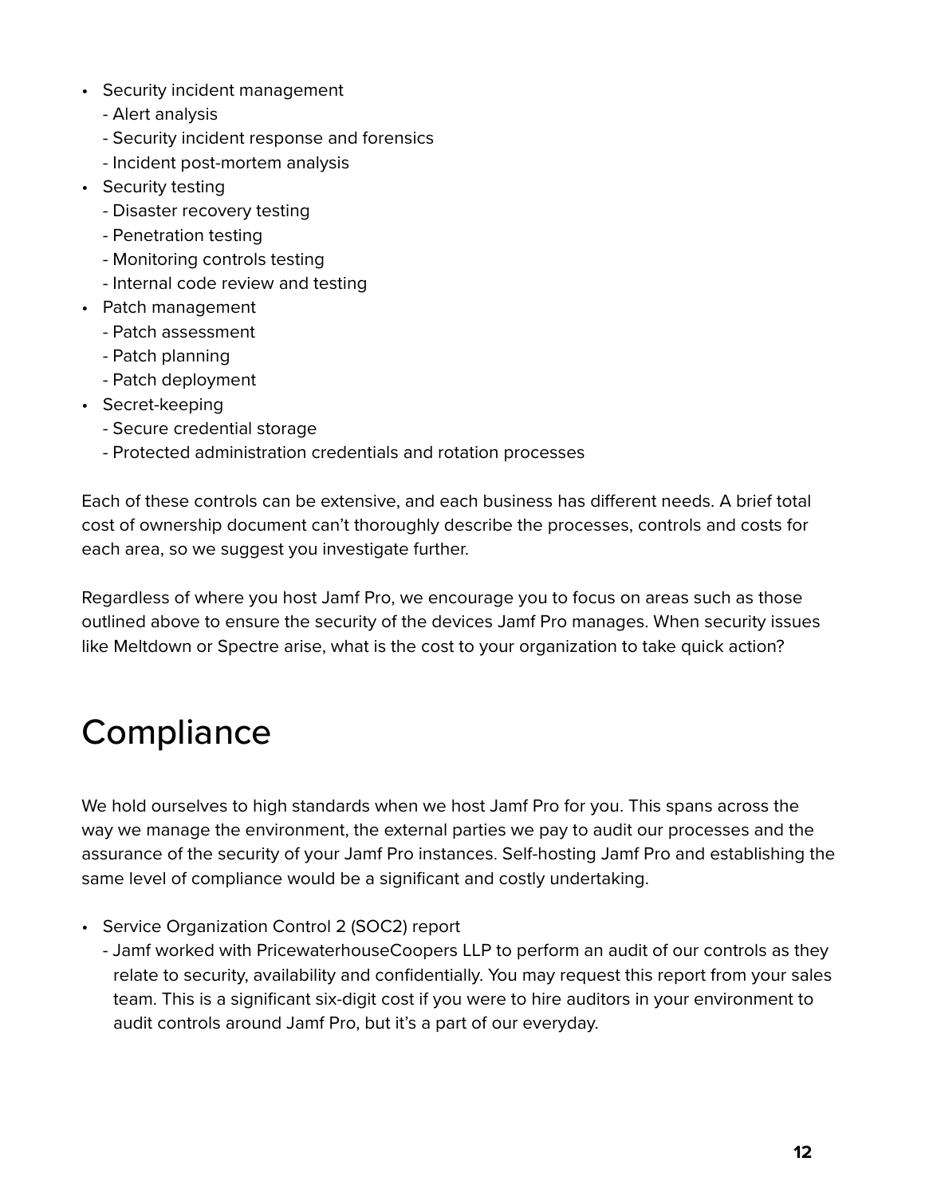- Security incident management
  - Alert analysis
  - Security incident response and forensics
  - Incident post-mortem analysis
- Security testing
  - Disaster recovery testing
  - Penetration testing
  - Monitoring controls testing
  - Internal code review and testing
- Patch management
  - Patch assessment
  - Patch planning
  - Patch deployment
- Secret-keeping
  - Secure credential storage
  - Protected administration credentials and rotation processes

Each of these controls can be extensive, and each business has different needs. A brief total cost of ownership document can't thoroughly describe the processes, controls and costs for each area, so we suggest you investigate further.

Regardless of where you host Jamf Pro, we encourage you to focus on areas such as those outlined above to ensure the security of the devices Jamf Pro manages. When security issues like Meltdown or Spectre arise, what is the cost to your organization to take quick action?

# Compliance

We hold ourselves to high standards when we host Jamf Pro for you. This spans across the way we manage the environment, the external parties we pay to audit our processes and the assurance of the security of your Jamf Pro instances. Self-hosting Jamf Pro and establishing the same level of compliance would be a significant and costly undertaking.

- Service Organization Control 2 (SOC2) report
  - Jamf worked with PricewaterhouseCoopers LLP to perform an audit of our controls as they relate to security, availability and confidentially. You may request this report from your sales team. This is a significant six-digit cost if you were to hire auditors in your environment to audit controls around Jamf Pro, but it's a part of our everyday.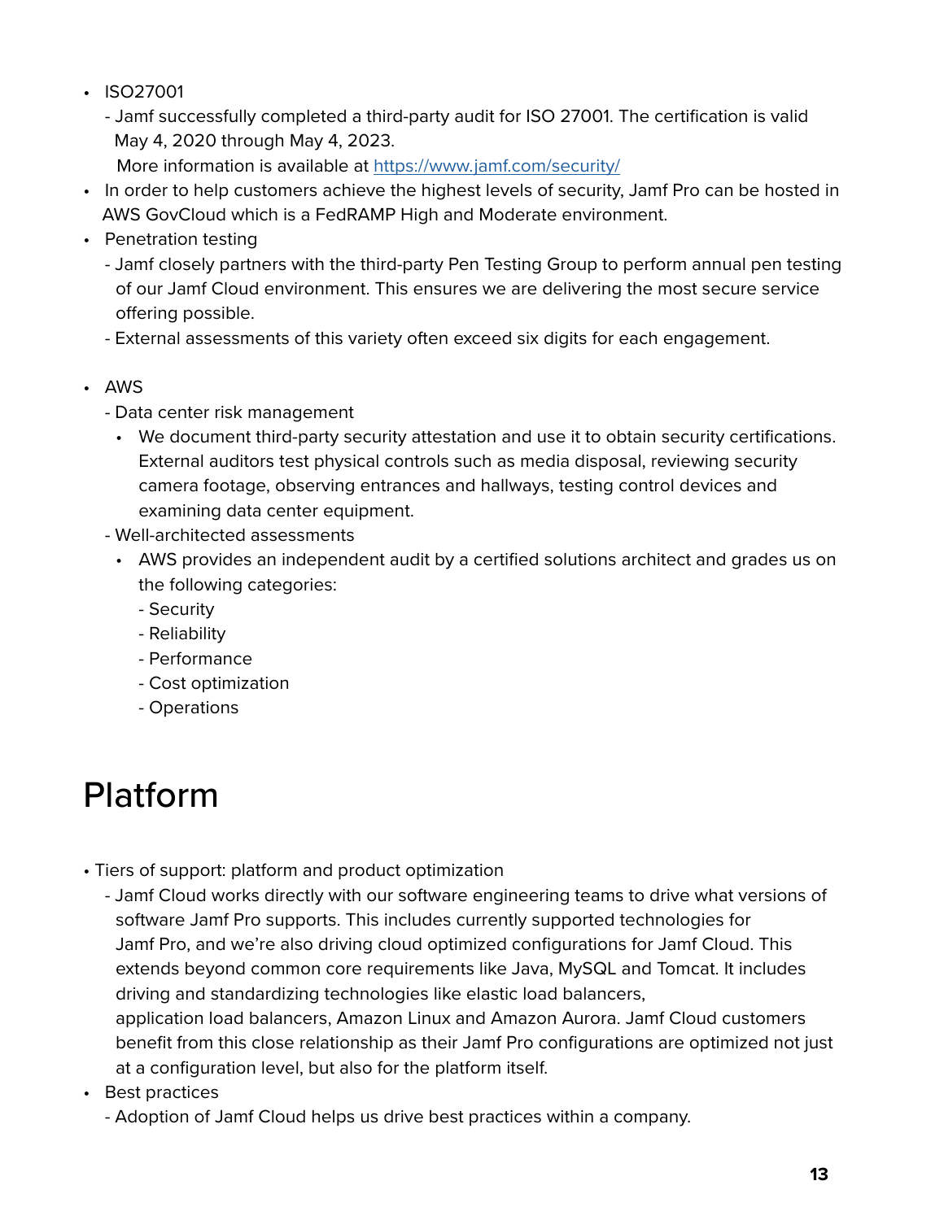- ISO27001
  - Jamf successfully completed a third-party audit for ISO 27001. The certification is valid May 4, 2020 through May 4, 2023.
    More information is available at https://www.jamf.com/security/
- In order to help customers achieve the highest levels of security, Jamf Pro can be hosted in AWS GovCloud which is a FedRAMP High and Moderate environment.
- Penetration testing
  - Jamf closely partners with the third-party Pen Testing Group to perform annual pen testing of our Jamf Cloud environment. This ensures we are delivering the most secure service offering possible.
  - External assessments of this variety often exceed six digits for each engagement.

- AWS
  - Data center risk management
    - We document third-party security attestation and use it to obtain security certifications. External auditors test physical controls such as media disposal, reviewing security camera footage, observing entrances and hallways, testing control devices and examining data center equipment.
  - Well-architected assessments
    - AWS provides an independent audit by a certified solutions architect and grades us on the following categories:
      - Security
      - Reliability
      - Performance
      - Cost optimization
      - Operations

# Platform

- Tiers of support: platform and product optimization
  - Jamf Cloud works directly with our software engineering teams to drive what versions of software Jamf Pro supports. This includes currently supported technologies for Jamf Pro, and we're also driving cloud optimized configurations for Jamf Cloud. This extends beyond common core requirements like Java, MySQL and Tomcat. It includes driving and standardizing technologies like elastic load balancers, application load balancers, Amazon Linux and Amazon Aurora. Jamf Cloud customers benefit from this close relationship as their Jamf Pro configurations are optimized not just at a configuration level, but also for the platform itself.
- Best practices
  - Adoption of Jamf Cloud helps us drive best practices within a company.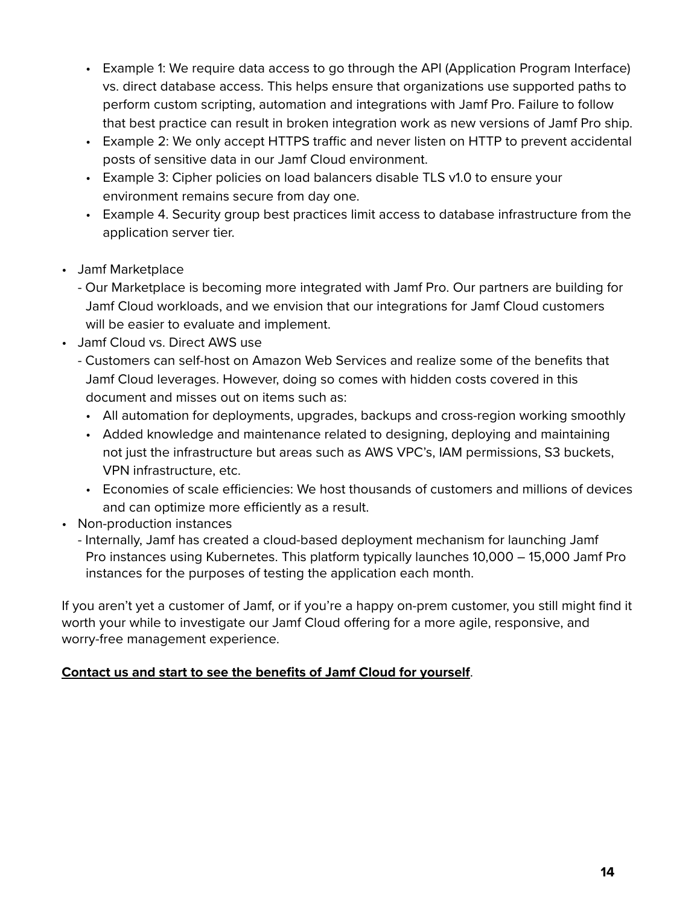- Example 1: We require data access to go through the API (Application Program Interface) vs. direct database access. This helps ensure that organizations use supported paths to perform custom scripting, automation and integrations with Jamf Pro. Failure to follow that best practice can result in broken integration work as new versions of Jamf Pro ship.
  - Example 2: We only accept HTTPS traffic and never listen on HTTP to prevent accidental posts of sensitive data in our Jamf Cloud environment.
  - Example 3: Cipher policies on load balancers disable TLS v1.0 to ensure your environment remains secure from day one.
  - Example 4. Security group best practices limit access to database infrastructure from the application server tier.

- Jamf Marketplace
  - Our Marketplace is becoming more integrated with Jamf Pro. Our partners are building for Jamf Cloud workloads, and we envision that our integrations for Jamf Cloud customers will be easier to evaluate and implement.
- Jamf Cloud vs. Direct AWS use
  - Customers can self-host on Amazon Web Services and realize some of the benefits that Jamf Cloud leverages. However, doing so comes with hidden costs covered in this document and misses out on items such as:
    - All automation for deployments, upgrades, backups and cross-region working smoothly
    - Added knowledge and maintenance related to designing, deploying and maintaining not just the infrastructure but areas such as AWS VPC's, IAM permissions, S3 buckets, VPN infrastructure, etc.
    - Economies of scale efficiencies: We host thousands of customers and millions of devices and can optimize more efficiently as a result.
- Non-production instances
  - Internally, Jamf has created a cloud-based deployment mechanism for launching Jamf Pro instances using Kubernetes. This platform typically launches 10,000 – 15,000 Jamf Pro instances for the purposes of testing the application each month.

If you aren't yet a customer of Jamf, or if you're a happy on-prem customer, you still might find it worth your while to investigate our Jamf Cloud offering for a more agile, responsive, and worry-free management experience.

**Contact us and start to see the benefits of Jamf Cloud for yourself**.